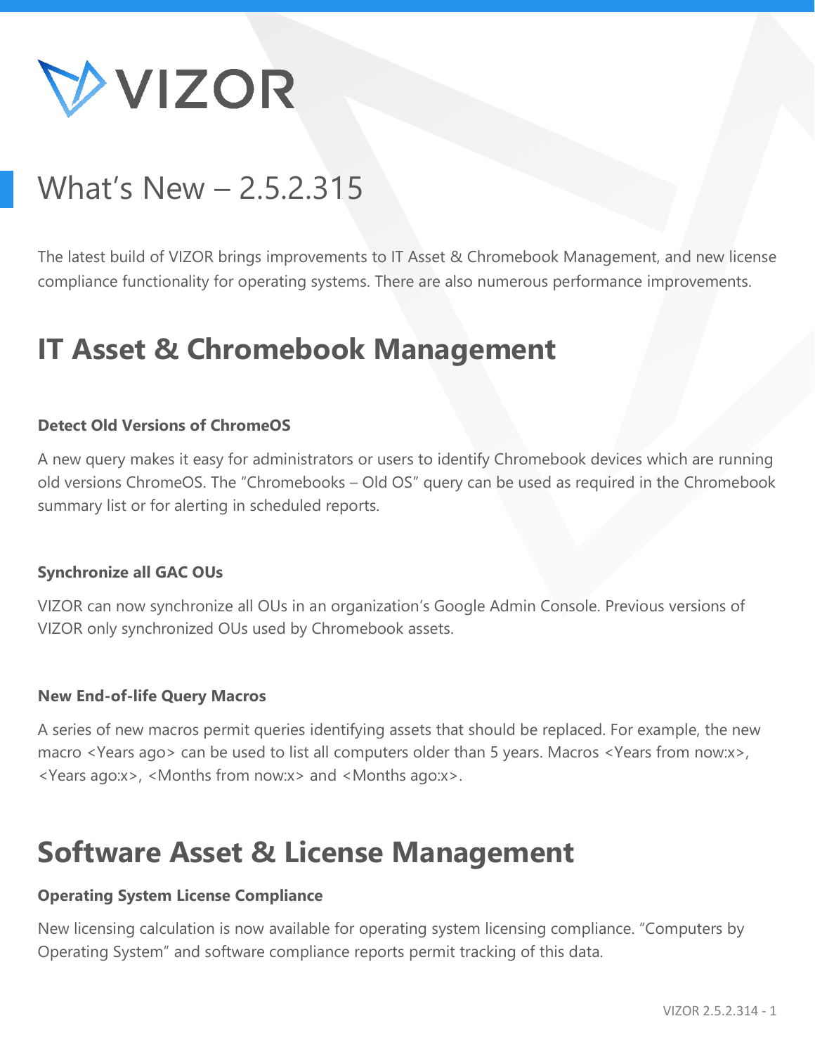VIZOR

# What's New – 2.5.2.315

The latest build of VIZOR brings improvements to IT Asset & Chromebook Management, and new license compliance functionality for operating systems. There are also numerous performance improvements.

## IT Asset & Chromebook Management

**Detect Old Versions of ChromeOS**

A new query makes it easy for administrators or users to identify Chromebook devices which are running old versions ChromeOS. The "Chromebooks – Old OS" query can be used as required in the Chromebook summary list or for alerting in scheduled reports.

**Synchronize all GAC OUs**

VIZOR can now synchronize all OUs in an organization's Google Admin Console. Previous versions of VIZOR only synchronized OUs used by Chromebook assets.

**New End-of-life Query Macros**

A series of new macros permit queries identifying assets that should be replaced. For example, the new macro <Years ago> can be used to list all computers older than 5 years. Macros <Years from now:x>, <Years ago:x>, <Months from now:x> and <Months ago:x>.

## Software Asset & License Management

**Operating System License Compliance**

New licensing calculation is now available for operating system licensing compliance. "Computers by Operating System" and software compliance reports permit tracking of this data.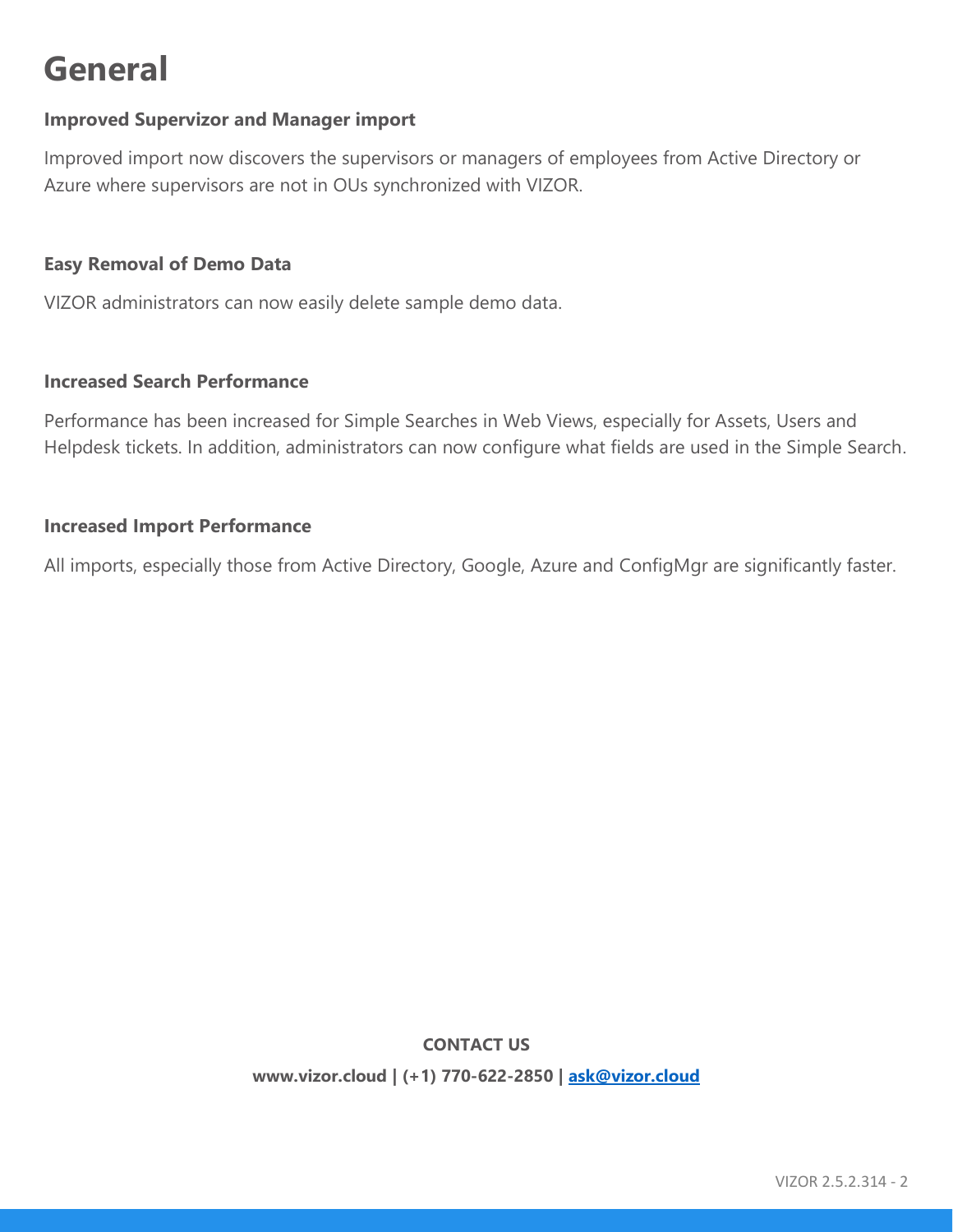# General

**Improved Supervizor and Manager import**

Improved import now discovers the supervisors or managers of employees from Active Directory or Azure where supervisors are not in OUs synchronized with VIZOR.

**Easy Removal of Demo Data**

VIZOR administrators can now easily delete sample demo data.

**Increased Search Performance**

Performance has been increased for Simple Searches in Web Views, especially for Assets, Users and Helpdesk tickets. In addition, administrators can now configure what fields are used in the Simple Search.

**Increased Import Performance**

All imports, especially those from Active Directory, Google, Azure and ConfigMgr are significantly faster.

**CONTACT US**

**www.vizor.cloud | (+1) 770-622-2850 | ask@vizor.cloud**